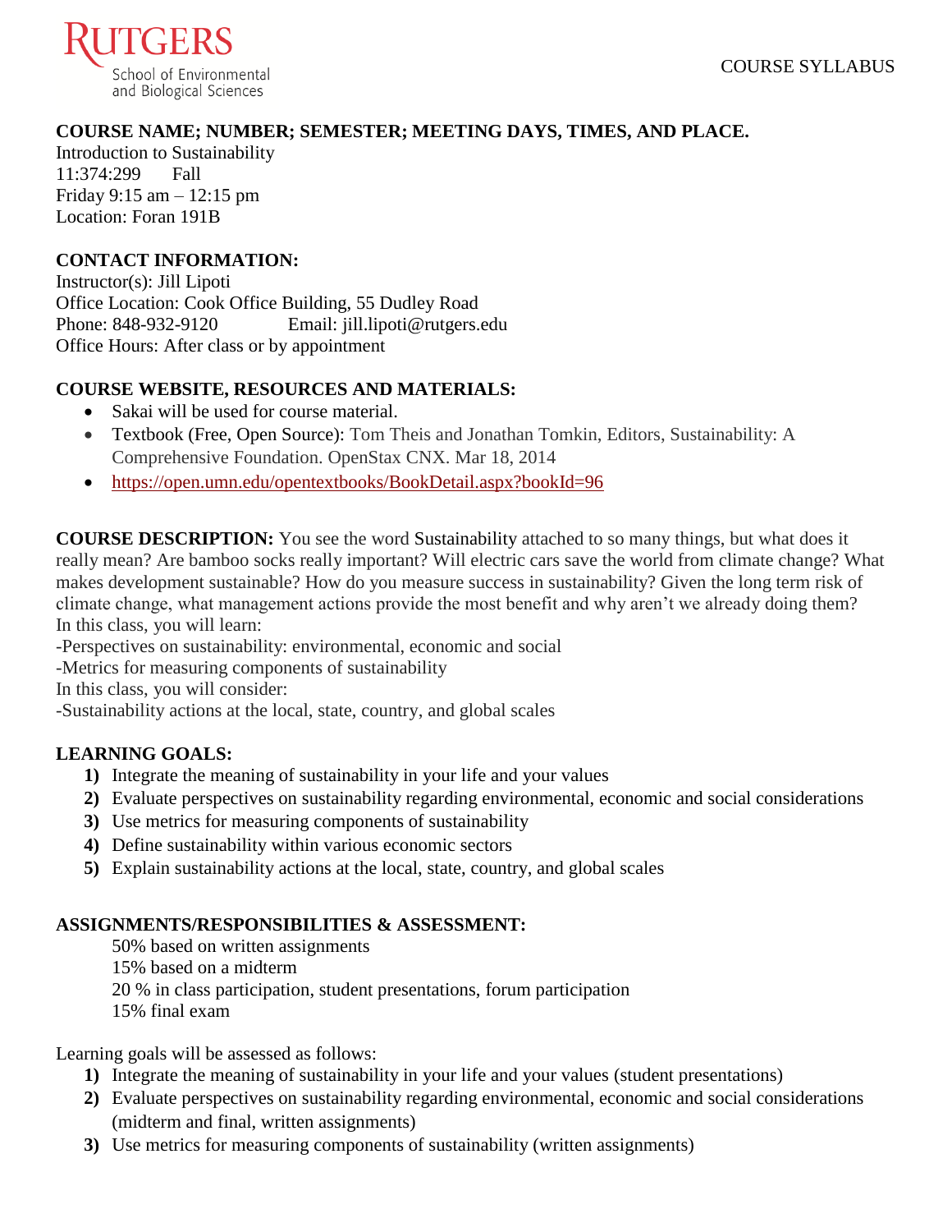Rutgers School of Environmental and Biological Sciences

COURSE SYLLABUS

**COURSE NAME; NUMBER; SEMESTER; MEETING DAYS, TIMES, AND PLACE.**

Introduction to Sustainability
11:374:299 Fall
Friday 9:15 am – 12:15 pm
Location: Foran 191B

**CONTACT INFORMATION:**

Instructor(s): Jill Lipoti
Office Location: Cook Office Building, 55 Dudley Road
Phone: 848-932-9120 Email: jill.lipoti@rutgers.edu
Office Hours: After class or by appointment

**COURSE WEBSITE, RESOURCES AND MATERIALS:**

- Sakai will be used for course material.
- Textbook (Free, Open Source): Tom Theis and Jonathan Tomkin, Editors, Sustainability: A Comprehensive Foundation. OpenStax CNX. Mar 18, 2014
- https://open.umn.edu/opentextbooks/BookDetail.aspx?bookId=96

**COURSE DESCRIPTION:** You see the word Sustainability attached to so many things, but what does it really mean? Are bamboo socks really important? Will electric cars save the world from climate change? What makes development sustainable? How do you measure success in sustainability? Given the long term risk of climate change, what management actions provide the most benefit and why aren't we already doing them?
In this class, you will learn:
-Perspectives on sustainability: environmental, economic and social
-Metrics for measuring components of sustainability
In this class, you will consider:
-Sustainability actions at the local, state, country, and global scales

**LEARNING GOALS:**

1) Integrate the meaning of sustainability in your life and your values
2) Evaluate perspectives on sustainability regarding environmental, economic and social considerations
3) Use metrics for measuring components of sustainability
4) Define sustainability within various economic sectors
5) Explain sustainability actions at the local, state, country, and global scales

**ASSIGNMENTS/RESPONSIBILITIES & ASSESSMENT:**

50% based on written assignments
15% based on a midterm
20 % in class participation, student presentations, forum participation
15% final exam

Learning goals will be assessed as follows:

1) Integrate the meaning of sustainability in your life and your values (student presentations)
2) Evaluate perspectives on sustainability regarding environmental, economic and social considerations (midterm and final, written assignments)
3) Use metrics for measuring components of sustainability (written assignments)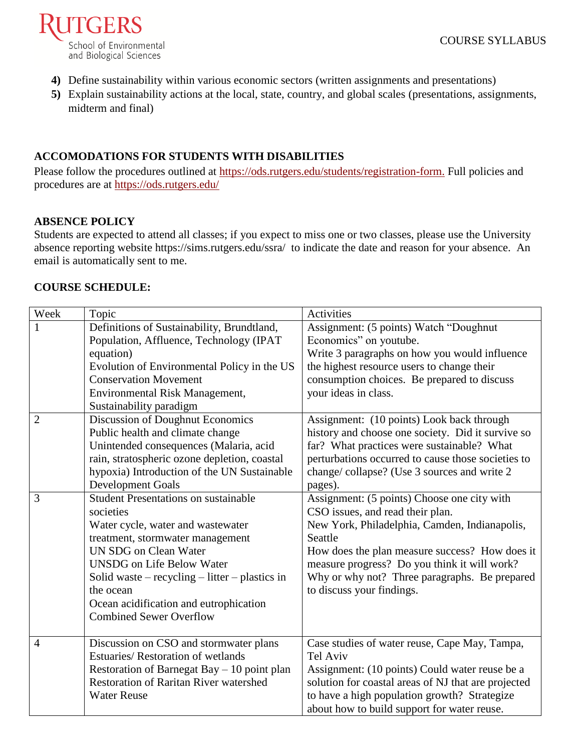4) Define sustainability within various economic sectors (written assignments and presentations)
5) Explain sustainability actions at the local, state, country, and global scales (presentations, assignments, midterm and final)

**ACCOMODATIONS FOR STUDENTS WITH DISABILITIES**

Please follow the procedures outlined at https://ods.rutgers.edu/students/registration-form. Full policies and procedures are at https://ods.rutgers.edu/

**ABSENCE POLICY**

Students are expected to attend all classes; if you expect to miss one or two classes, please use the University absence reporting website https://sims.rutgers.edu/ssra/ to indicate the date and reason for your absence. An email is automatically sent to me.

**COURSE SCHEDULE:**

| Week | Topic | Activities |
|---|---|---|
| 1 | Definitions of Sustainability, Brundtland, Population, Affluence, Technology (IPAT equation)<br>Evolution of Environmental Policy in the US<br>Conservation Movement<br>Environmental Risk Management, Sustainability paradigm | Assignment: (5 points) Watch "Doughnut Economics" on youtube.<br>Write 3 paragraphs on how you would influence the highest resource users to change their consumption choices. Be prepared to discuss your ideas in class. |
| 2 | Discussion of Doughnut Economics<br>Public health and climate change<br>Unintended consequences (Malaria, acid rain, stratospheric ozone depletion, coastal hypoxia) Introduction of the UN Sustainable Development Goals | Assignment: (10 points) Look back through history and choose one society. Did it survive so far? What practices were sustainable? What perturbations occurred to cause those societies to change/ collapse? (Use 3 sources and write 2 pages). |
| 3 | Student Presentations on sustainable societies<br>Water cycle, water and wastewater treatment, stormwater management<br>UN SDG on Clean Water<br>UNSDG on Life Below Water<br>Solid waste – recycling – litter – plastics in the ocean<br>Ocean acidification and eutrophication<br>Combined Sewer Overflow | Assignment: (5 points) Choose one city with CSO issues, and read their plan.<br>New York, Philadelphia, Camden, Indianapolis, Seattle<br>How does the plan measure success? How does it measure progress? Do you think it will work? Why or why not? Three paragraphs. Be prepared to discuss your findings. |
| 4 | Discussion on CSO and stormwater plans<br>Estuaries/ Restoration of wetlands<br>Restoration of Barnegat Bay – 10 point plan<br>Restoration of Raritan River watershed<br>Water Reuse | Case studies of water reuse, Cape May, Tampa, Tel Aviv<br>Assignment: (10 points) Could water reuse be a solution for coastal areas of NJ that are projected to have a high population growth? Strategize about how to build support for water reuse. |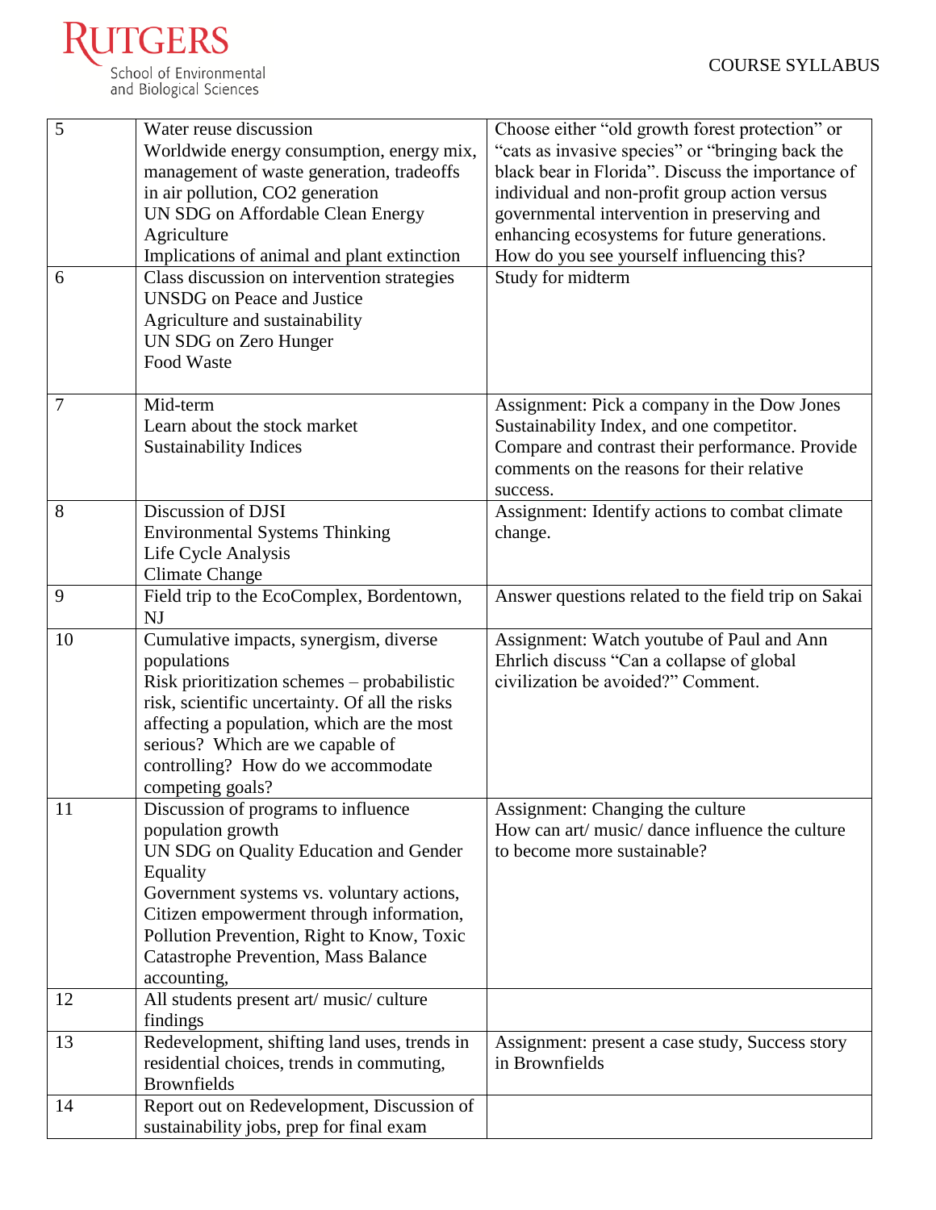| 5 | Water reuse discussion<br>Worldwide energy consumption, energy mix, management of waste generation, tradeoffs in air pollution, CO2 generation<br>UN SDG on Affordable Clean Energy<br>Agriculture<br>Implications of animal and plant extinction | Choose either "old growth forest protection" or "cats as invasive species" or "bringing back the black bear in Florida". Discuss the importance of individual and non-profit group action versus governmental intervention in preserving and enhancing ecosystems for future generations. How do you see yourself influencing this? |
|---|---|---|
| 6 | Class discussion on intervention strategies<br>UNSDG on Peace and Justice<br>Agriculture and sustainability<br>UN SDG on Zero Hunger<br>Food Waste | Study for midterm |
| 7 | Mid-term<br>Learn about the stock market<br>Sustainability Indices | Assignment: Pick a company in the Dow Jones Sustainability Index, and one competitor. Compare and contrast their performance. Provide comments on the reasons for their relative success. |
| 8 | Discussion of DJSI<br>Environmental Systems Thinking<br>Life Cycle Analysis<br>Climate Change | Assignment: Identify actions to combat climate change. |
| 9 | Field trip to the EcoComplex, Bordentown, NJ | Answer questions related to the field trip on Sakai |
| 10 | Cumulative impacts, synergism, diverse populations<br>Risk prioritization schemes – probabilistic risk, scientific uncertainty. Of all the risks affecting a population, which are the most serious? Which are we capable of controlling? How do we accommodate competing goals? | Assignment: Watch youtube of Paul and Ann Ehrlich discuss "Can a collapse of global civilization be avoided?" Comment. |
| 11 | Discussion of programs to influence population growth<br>UN SDG on Quality Education and Gender Equality<br>Government systems vs. voluntary actions, Citizen empowerment through information, Pollution Prevention, Right to Know, Toxic Catastrophe Prevention, Mass Balance accounting, | Assignment: Changing the culture<br>How can art/ music/ dance influence the culture to become more sustainable? |
| 12 | All students present art/ music/ culture findings | |
| 13 | Redevelopment, shifting land uses, trends in residential choices, trends in commuting, Brownfields | Assignment: present a case study, Success story in Brownfields |
| 14 | Report out on Redevelopment, Discussion of sustainability jobs, prep for final exam | |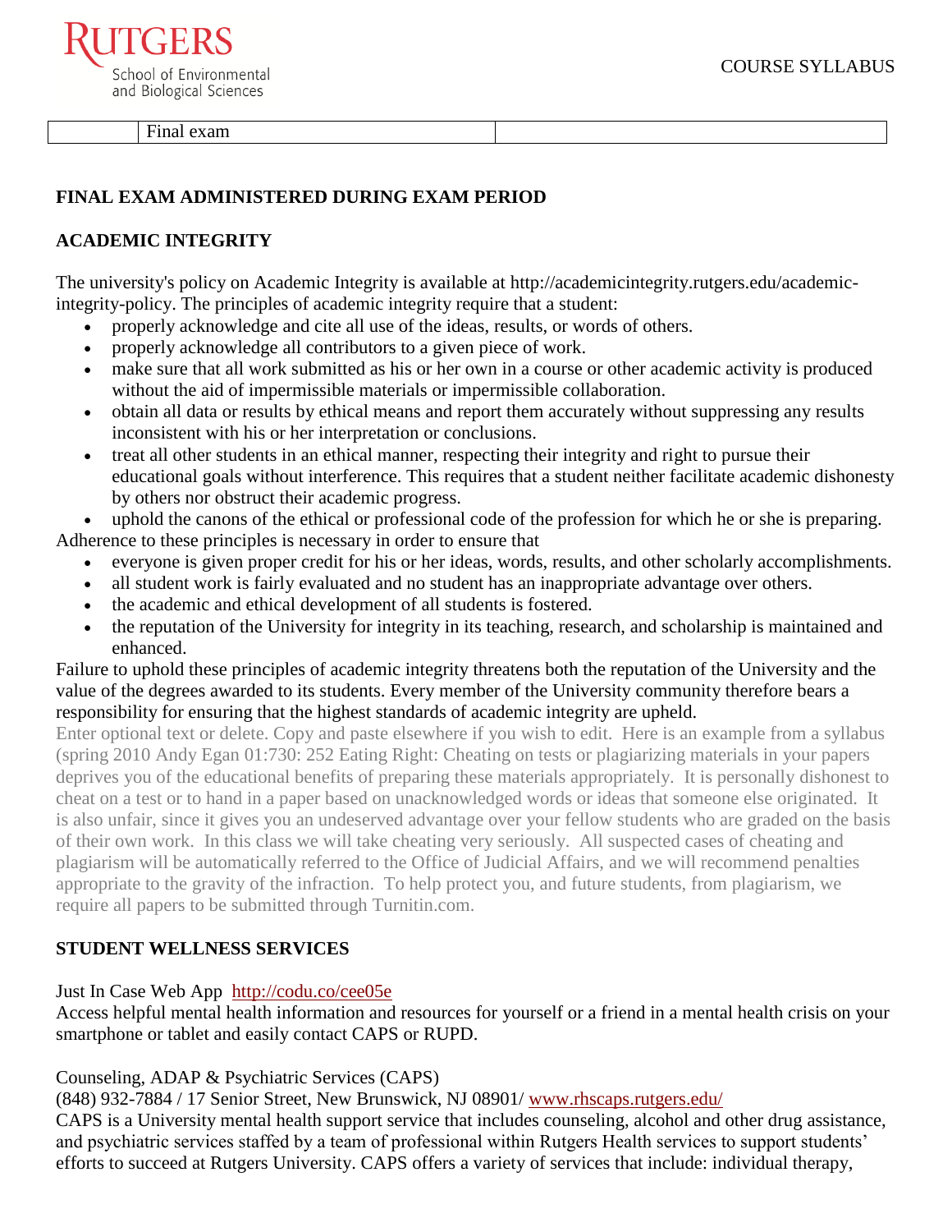| | Final exam | |
|---|---|---|

**FINAL EXAM ADMINISTERED DURING EXAM PERIOD**

**ACADEMIC INTEGRITY**

The university's policy on Academic Integrity is available at http://academicintegrity.rutgers.edu/academic-integrity-policy. The principles of academic integrity require that a student:

- properly acknowledge and cite all use of the ideas, results, or words of others.
- properly acknowledge all contributors to a given piece of work.
- make sure that all work submitted as his or her own in a course or other academic activity is produced without the aid of impermissible materials or impermissible collaboration.
- obtain all data or results by ethical means and report them accurately without suppressing any results inconsistent with his or her interpretation or conclusions.
- treat all other students in an ethical manner, respecting their integrity and right to pursue their educational goals without interference. This requires that a student neither facilitate academic dishonesty by others nor obstruct their academic progress.
- uphold the canons of the ethical or professional code of the profession for which he or she is preparing.

Adherence to these principles is necessary in order to ensure that

- everyone is given proper credit for his or her ideas, words, results, and other scholarly accomplishments.
- all student work is fairly evaluated and no student has an inappropriate advantage over others.
- the academic and ethical development of all students is fostered.
- the reputation of the University for integrity in its teaching, research, and scholarship is maintained and enhanced.

Failure to uphold these principles of academic integrity threatens both the reputation of the University and the value of the degrees awarded to its students. Every member of the University community therefore bears a responsibility for ensuring that the highest standards of academic integrity are upheld.

Enter optional text or delete. Copy and paste elsewhere if you wish to edit. Here is an example from a syllabus (spring 2010 Andy Egan 01:730: 252 Eating Right: Cheating on tests or plagiarizing materials in your papers deprives you of the educational benefits of preparing these materials appropriately. It is personally dishonest to cheat on a test or to hand in a paper based on unacknowledged words or ideas that someone else originated. It is also unfair, since it gives you an undeserved advantage over your fellow students who are graded on the basis of their own work. In this class we will take cheating very seriously. All suspected cases of cheating and plagiarism will be automatically referred to the Office of Judicial Affairs, and we will recommend penalties appropriate to the gravity of the infraction. To help protect you, and future students, from plagiarism, we require all papers to be submitted through Turnitin.com.

**STUDENT WELLNESS SERVICES**

Just In Case Web App http://codu.co/cee05e

Access helpful mental health information and resources for yourself or a friend in a mental health crisis on your smartphone or tablet and easily contact CAPS or RUPD.

Counseling, ADAP & Psychiatric Services (CAPS)

(848) 932-7884 / 17 Senior Street, New Brunswick, NJ 08901/ www.rhscaps.rutgers.edu/

CAPS is a University mental health support service that includes counseling, alcohol and other drug assistance, and psychiatric services staffed by a team of professional within Rutgers Health services to support students' efforts to succeed at Rutgers University. CAPS offers a variety of services that include: individual therapy,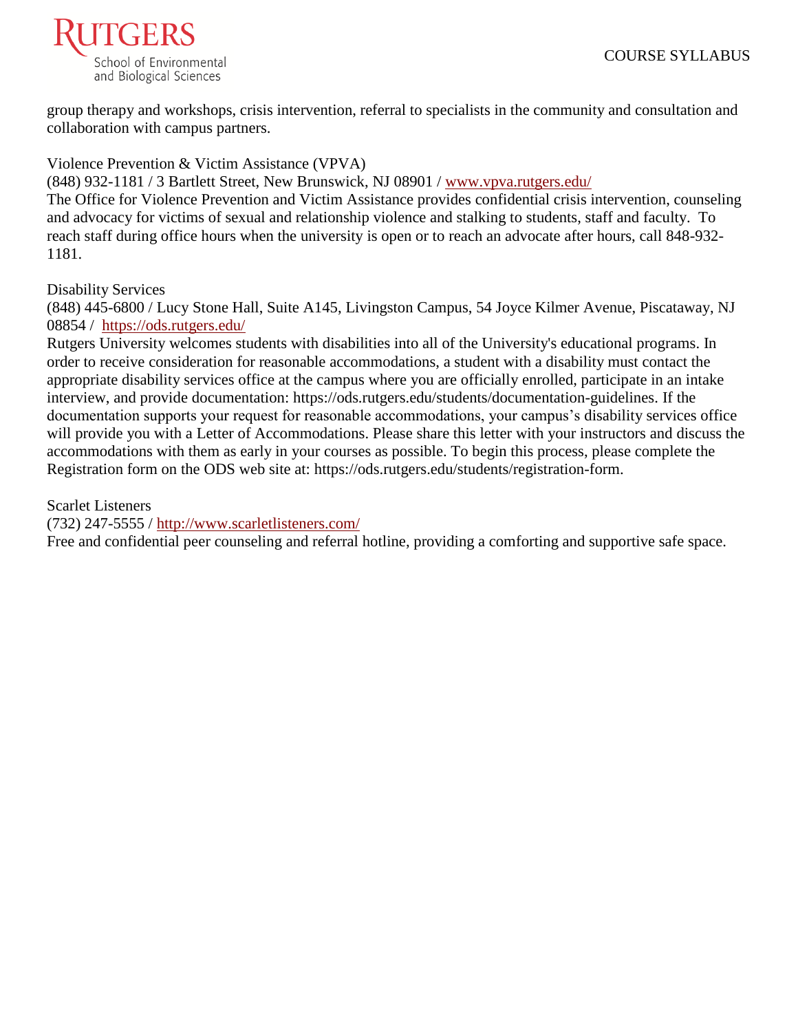group therapy and workshops, crisis intervention, referral to specialists in the community and consultation and collaboration with campus partners.

Violence Prevention & Victim Assistance (VPVA)
(848) 932-1181 / 3 Bartlett Street, New Brunswick, NJ 08901 / [www.vpva.rutgers.edu/](http://www.vpva.rutgers.edu/)
The Office for Violence Prevention and Victim Assistance provides confidential crisis intervention, counseling and advocacy for victims of sexual and relationship violence and stalking to students, staff and faculty. To reach staff during office hours when the university is open or to reach an advocate after hours, call 848-932-1181.

Disability Services
(848) 445-6800 / Lucy Stone Hall, Suite A145, Livingston Campus, 54 Joyce Kilmer Avenue, Piscataway, NJ 08854 / [https://ods.rutgers.edu/](https://ods.rutgers.edu/)
Rutgers University welcomes students with disabilities into all of the University's educational programs. In order to receive consideration for reasonable accommodations, a student with a disability must contact the appropriate disability services office at the campus where you are officially enrolled, participate in an intake interview, and provide documentation: https://ods.rutgers.edu/students/documentation-guidelines. If the documentation supports your request for reasonable accommodations, your campus's disability services office will provide you with a Letter of Accommodations. Please share this letter with your instructors and discuss the accommodations with them as early in your courses as possible. To begin this process, please complete the Registration form on the ODS web site at: https://ods.rutgers.edu/students/registration-form.

Scarlet Listeners
(732) 247-5555 / [http://www.scarletlisteners.com/](http://www.scarletlisteners.com/)
Free and confidential peer counseling and referral hotline, providing a comforting and supportive safe space.